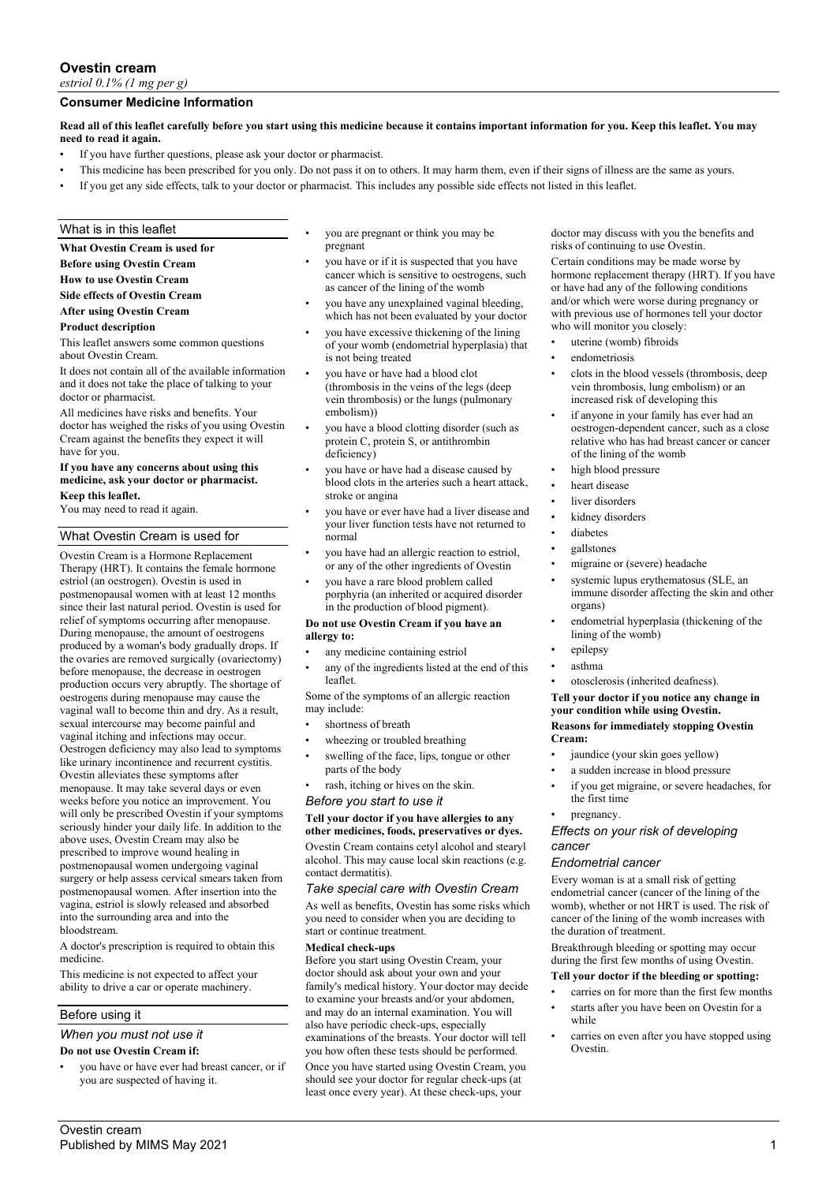# Ovestin cream

*estriol 0.1% (1 mg per g)*

## Consumer Medicine Information

**Read all of this leaflet carefully before you start using this medicine because it contains important information for you. Keep this leaflet. You may need to read it again.**

- If you have further questions, please ask your doctor or pharmacist.
- This medicine has been prescribed for you only. Do not pass it on to others. It may harm them, even if their signs of illness are the same as yours.
- If you get any side effects, talk to your doctor or pharmacist. This includes any possible side effects not listed in this leaflet.

## What is in this leaflet

**What Ovestin Cream is used for**

**Before using Ovestin Cream**

**How to use Ovestin Cream**

**Side effects of Ovestin Cream**

**After using Ovestin Cream**

**Product description**

This leaflet answers some common questions about Ovestin Cream.

It does not contain all of the available information and it does not take the place of talking to your doctor or pharmacist.

All medicines have risks and benefits. Your doctor has weighed the risks of you using Ovestin Cream against the benefits they expect it will have for you.

**If you have any concerns about using this medicine, ask your doctor or pharmacist.**

**Keep this leaflet.**

You may need to read it again.

## What Ovestin Cream is used for

Ovestin Cream is a Hormone Replacement Therapy (HRT). It contains the female hormone estriol (an oestrogen). Ovestin is used in postmenopausal women with at least 12 months since their last natural period. Ovestin is used for relief of symptoms occurring after menopause. During menopause, the amount of oestrogens produced by a woman's body gradually drops. If the ovaries are removed surgically (ovariectomy) before menopause, the decrease in oestrogen production occurs very abruptly. The shortage of oestrogens during menopause may cause the vaginal wall to become thin and dry. As a result, sexual intercourse may become painful and vaginal itching and infections may occur. Oestrogen deficiency may also lead to symptoms like urinary incontinence and recurrent cystitis. Ovestin alleviates these symptoms after menopause. It may take several days or even weeks before you notice an improvement. You will only be prescribed Ovestin if your symptoms seriously hinder your daily life. In addition to the above uses, Ovestin Cream may also be prescribed to improve wound healing in postmenopausal women undergoing vaginal surgery or help assess cervical smears taken from postmenopausal women. After insertion into the vagina, estriol is slowly released and absorbed into the surrounding area and into the bloodstream.

A doctor's prescription is required to obtain this medicine.

This medicine is not expected to affect your ability to drive a car or operate machinery.

## Before using it

### *When you must not use it*

**Do not use Ovestin Cream if:**

- you have or have ever had breast cancer, or if you are suspected of having it.
- you are pregnant or think you may be pregnant
- you have or if it is suspected that you have cancer which is sensitive to oestrogens, such as cancer of the lining of the womb
- you have any unexplained vaginal bleeding, which has not been evaluated by your doctor
- you have excessive thickening of the lining of your womb (endometrial hyperplasia) that is not being treated
- you have or have had a blood clot (thrombosis in the veins of the legs (deep vein thrombosis) or the lungs (pulmonary embolism))
- you have a blood clotting disorder (such as protein C, protein S, or antithrombin deficiency)
- you have or have had a disease caused by blood clots in the arteries such a heart attack, stroke or angina
- you have or ever have had a liver disease and your liver function tests have not returned to normal
- you have had an allergic reaction to estriol, or any of the other ingredients of Ovestin
- you have a rare blood problem called porphyria (an inherited or acquired disorder in the production of blood pigment).

**Do not use Ovestin Cream if you have an allergy to:**

- any medicine containing estriol
- any of the ingredients listed at the end of this leaflet.

Some of the symptoms of an allergic reaction may include:

- shortness of breath
- wheezing or troubled breathing
- swelling of the face, lips, tongue or other parts of the body
- rash, itching or hives on the skin.

### *Before you start to use it*

**Tell your doctor if you have allergies to any other medicines, foods, preservatives or dyes.**

Ovestin Cream contains cetyl alcohol and stearyl alcohol. This may cause local skin reactions (e.g. contact dermatitis).

### *Take special care with Ovestin Cream*

As well as benefits, Ovestin has some risks which you need to consider when you are deciding to start or continue treatment.

**Medical check-ups**

Before you start using Ovestin Cream, your doctor should ask about your own and your family's medical history. Your doctor may decide to examine your breasts and/or your abdomen, and may do an internal examination. You will also have periodic check-ups, especially examinations of the breasts. Your doctor will tell you how often these tests should be performed.

Once you have started using Ovestin Cream, you should see your doctor for regular check-ups (at least once every year). At these check-ups, your doctor may discuss with you the benefits and risks of continuing to use Ovestin.

Certain conditions may be made worse by hormone replacement therapy (HRT). If you have or have had any of the following conditions and/or which were worse during pregnancy or with previous use of hormones tell your doctor who will monitor you closely:

- uterine (womb) fibroids
- endometriosis
- clots in the blood vessels (thrombosis, deep vein thrombosis, lung embolism) or an increased risk of developing this
- if anyone in your family has ever had an oestrogen-dependent cancer, such as a close relative who has had breast cancer or cancer of the lining of the womb
- high blood pressure
- heart disease
- liver disorders
- kidney disorders
- diabetes
- gallstones
- migraine or (severe) headache
- systemic lupus erythematosus (SLE, an immune disorder affecting the skin and other organs)
- endometrial hyperplasia (thickening of the lining of the womb)
- epilepsy
- asthma
- otosclerosis (inherited deafness).

**Tell your doctor if you notice any change in your condition while using Ovestin.**

**Reasons for immediately stopping Ovestin Cream:**

- jaundice (your skin goes yellow)
- a sudden increase in blood pressure
- if you get migraine, or severe headaches, for the first time
- pregnancy.

### *Effects on your risk of developing cancer*

### *Endometrial cancer*

Every woman is at a small risk of getting endometrial cancer (cancer of the lining of the womb), whether or not HRT is used. The risk of cancer of the lining of the womb increases with the duration of treatment.

Breakthrough bleeding or spotting may occur during the first few months of using Ovestin.

**Tell your doctor if the bleeding or spotting:**

- carries on for more than the first few months
- starts after you have been on Ovestin for a while
- carries on even after you have stopped using Ovestin.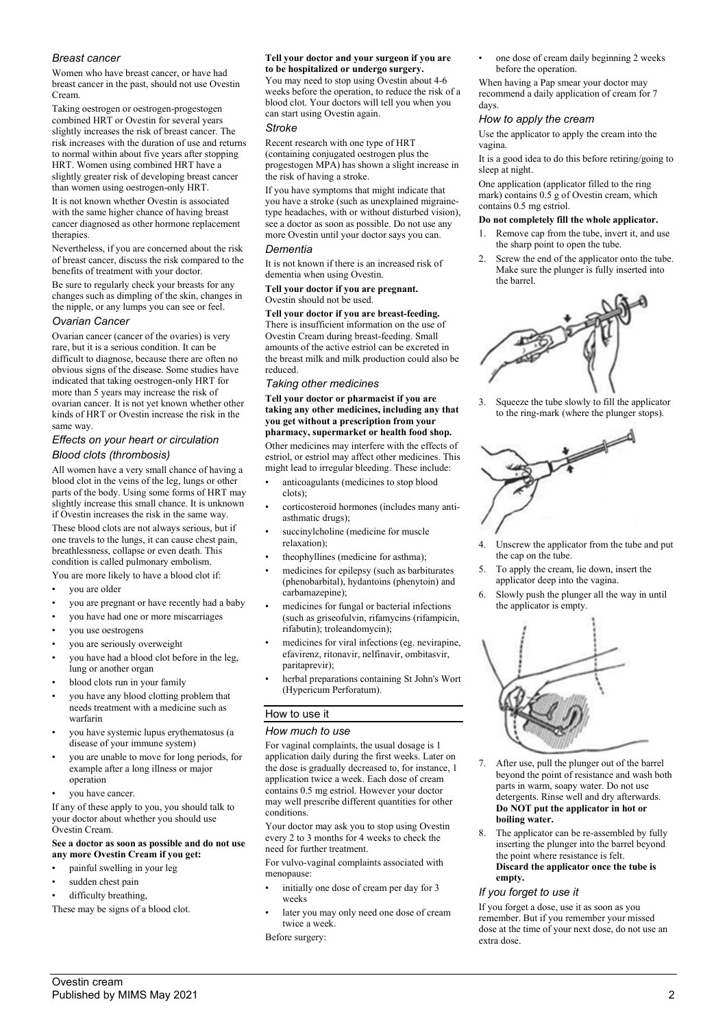### Breast cancer

Women who have breast cancer, or have had breast cancer in the past, should not use Ovestin Cream.

Taking oestrogen or oestrogen-progestogen combined HRT or Ovestin for several years slightly increases the risk of breast cancer. The risk increases with the duration of use and returns to normal within about five years after stopping HRT. Women using combined HRT have a slightly greater risk of developing breast cancer than women using oestrogen-only HRT.

It is not known whether Ovestin is associated with the same higher chance of having breast cancer diagnosed as other hormone replacement therapies.

Nevertheless, if you are concerned about the risk of breast cancer, discuss the risk compared to the benefits of treatment with your doctor.

Be sure to regularly check your breasts for any changes such as dimpling of the skin, changes in the nipple, or any lumps you can see or feel.

### Ovarian Cancer

Ovarian cancer (cancer of the ovaries) is very rare, but it is a serious condition. It can be difficult to diagnose, because there are often no obvious signs of the disease. Some studies have indicated that taking oestrogen-only HRT for more than 5 years may increase the risk of ovarian cancer. It is not yet known whether other kinds of HRT or Ovestin increase the risk in the same way.

### Effects on your heart or circulation

### Blood clots (thrombosis)

All women have a very small chance of having a blood clot in the veins of the leg, lungs or other parts of the body. Using some forms of HRT may slightly increase this small chance. It is unknown if Ovestin increases the risk in the same way.

These blood clots are not always serious, but if one travels to the lungs, it can cause chest pain, breathlessness, collapse or even death. This condition is called pulmonary embolism.

You are more likely to have a blood clot if:

- you are older
- you are pregnant or have recently had a baby
- you have had one or more miscarriages
- you use oestrogens
- you are seriously overweight
- you have had a blood clot before in the leg, lung or another organ
- blood clots run in your family
- you have any blood clotting problem that needs treatment with a medicine such as warfarin
- you have systemic lupus erythematosus (a disease of your immune system)
- you are unable to move for long periods, for example after a long illness or major operation
- you have cancer.

If any of these apply to you, you should talk to your doctor about whether you should use Ovestin Cream.

**See a doctor as soon as possible and do not use any more Ovestin Cream if you get:**

- painful swelling in your leg
- sudden chest pain
- difficulty breathing,

These may be signs of a blood clot.

**Tell your doctor and your surgeon if you are to be hospitalized or undergo surgery.**

You may need to stop using Ovestin about 4-6 weeks before the operation, to reduce the risk of a blood clot. Your doctors will tell you when you can start using Ovestin again.

### Stroke

Recent research with one type of HRT (containing conjugated oestrogen plus the progestogen MPA) has shown a slight increase in the risk of having a stroke.

If you have symptoms that might indicate that you have a stroke (such as unexplained migraine-type headaches, with or without disturbed vision), see a doctor as soon as possible. Do not use any more Ovestin until your doctor says you can.

### Dementia

It is not known if there is an increased risk of dementia when using Ovestin.

**Tell your doctor if you are pregnant.**
Ovestin should not be used.

**Tell your doctor if you are breast-feeding.**
There is insufficient information on the use of Ovestin Cream during breast-feeding. Small amounts of the active estriol can be excreted in the breast milk and milk production could also be reduced.

### Taking other medicines

**Tell your doctor or pharmacist if you are taking any other medicines, including any that you get without a prescription from your pharmacy, supermarket or health food shop.**

Other medicines may interfere with the effects of estriol, or estriol may affect other medicines. This might lead to irregular bleeding. These include:

- anticoagulants (medicines to stop blood clots);
- corticosteroid hormones (includes many anti-asthmatic drugs);
- succinylcholine (medicine for muscle relaxation);
- theophyllines (medicine for asthma);
- medicines for epilepsy (such as barbiturates (phenobarbital), hydantoins (phenytoin) and carbamazepine);
- medicines for fungal or bacterial infections (such as griseofulvin, rifamycins (rifampicin, rifabutin); troleandomycin);
- medicines for viral infections (eg. nevirapine, efavirenz, ritonavir, nelfinavir, ombitasvir, paritaprevir);
- herbal preparations containing St John's Wort (Hypericum Perforatum).

## How to use it

### How much to use

For vaginal complaints, the usual dosage is 1 application daily during the first weeks. Later on the dose is gradually decreased to, for instance, 1 application twice a week. Each dose of cream contains 0.5 mg estriol. However your doctor may well prescribe different quantities for other conditions.

Your doctor may ask you to stop using Ovestin every 2 to 3 months for 4 weeks to check the need for further treatment.

For vulvo-vaginal complaints associated with menopause:

- initially one dose of cream per day for 3 weeks
- later you may only need one dose of cream twice a week.

Before surgery:

- one dose of cream daily beginning 2 weeks before the operation.

When having a Pap smear your doctor may recommend a daily application of cream for 7 days.

### How to apply the cream

Use the applicator to apply the cream into the vagina.

It is a good idea to do this before retiring/going to sleep at night.

One application (applicator filled to the ring mark) contains 0.5 g of Ovestin cream, which contains 0.5 mg estriol.

**Do not completely fill the whole applicator.**

1. Remove cap from the tube, invert it, and use the sharp point to open the tube.
2. Screw the end of the applicator onto the tube. Make sure the plunger is fully inserted into the barrel.
3. Squeeze the tube slowly to fill the applicator to the ring-mark (where the plunger stops).
4. Unscrew the applicator from the tube and put the cap on the tube.
5. To apply the cream, lie down, insert the applicator deep into the vagina.
6. Slowly push the plunger all the way in until the applicator is empty.
7. After use, pull the plunger out of the barrel beyond the point of resistance and wash both parts in warm, soapy water. Do not use detergents. Rinse well and dry afterwards. **Do NOT put the applicator in hot or boiling water.**
8. The applicator can be re-assembled by fully inserting the plunger into the barrel beyond the point where resistance is felt. **Discard the applicator once the tube is empty.**

### If you forget to use it

If you forget a dose, use it as soon as you remember. But if you remember your missed dose at the time of your next dose, do not use an extra dose.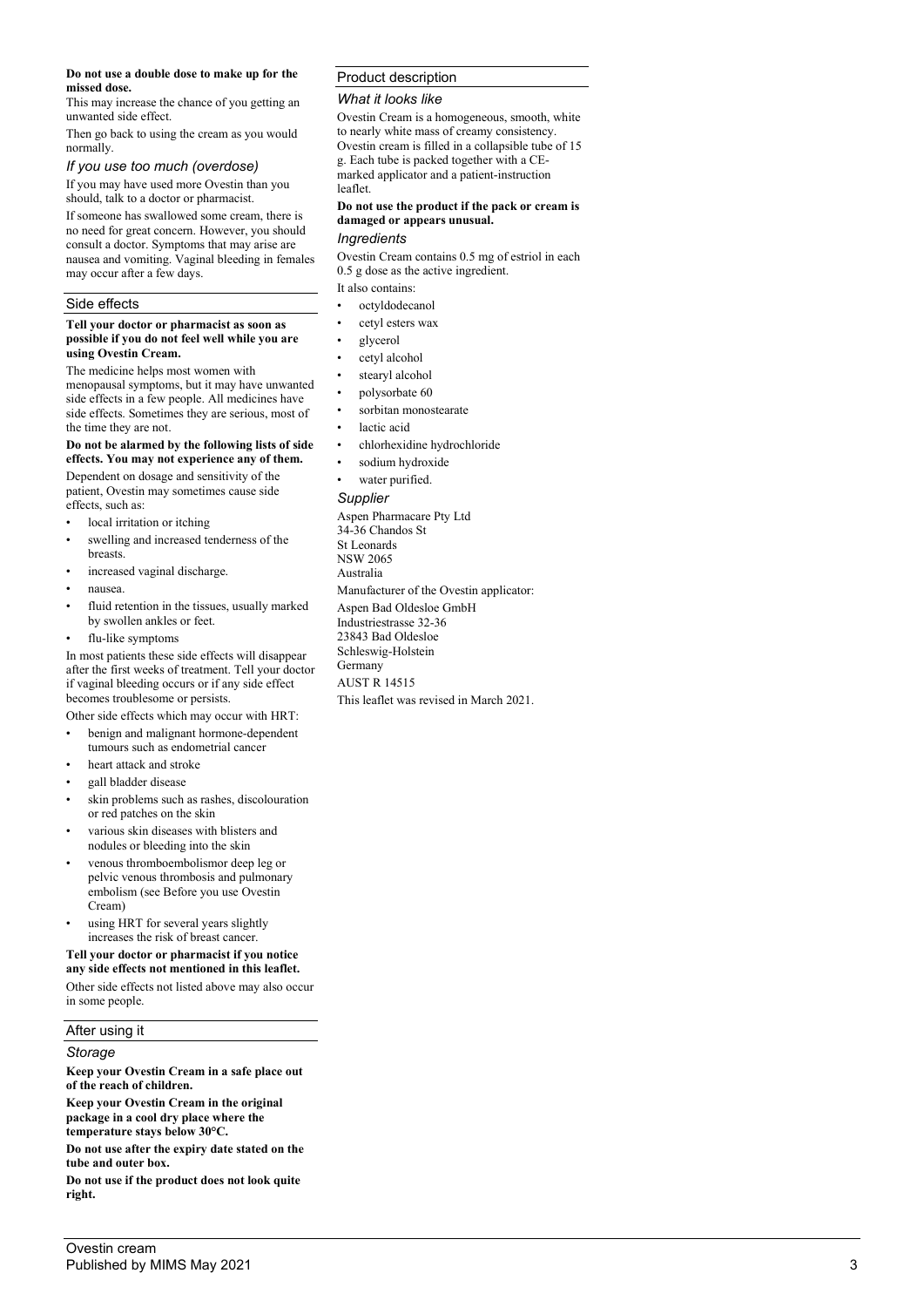**Do not use a double dose to make up for the missed dose.**

This may increase the chance of you getting an unwanted side effect.

Then go back to using the cream as you would normally.

### *If you use too much (overdose)*

If you may have used more Ovestin than you should, talk to a doctor or pharmacist.

If someone has swallowed some cream, there is no need for great concern. However, you should consult a doctor. Symptoms that may arise are nausea and vomiting. Vaginal bleeding in females may occur after a few days.

## Side effects

**Tell your doctor or pharmacist as soon as possible if you do not feel well while you are using Ovestin Cream.**

The medicine helps most women with menopausal symptoms, but it may have unwanted side effects in a few people. All medicines have side effects. Sometimes they are serious, most of the time they are not.

**Do not be alarmed by the following lists of side effects. You may not experience any of them.**

Dependent on dosage and sensitivity of the patient, Ovestin may sometimes cause side effects, such as:

- local irritation or itching
- swelling and increased tenderness of the breasts.
- increased vaginal discharge.
- nausea.
- fluid retention in the tissues, usually marked by swollen ankles or feet.
- flu-like symptoms

In most patients these side effects will disappear after the first weeks of treatment. Tell your doctor if vaginal bleeding occurs or if any side effect becomes troublesome or persists.

Other side effects which may occur with HRT:

- benign and malignant hormone-dependent tumours such as endometrial cancer
- heart attack and stroke
- gall bladder disease
- skin problems such as rashes, discolouration or red patches on the skin
- various skin diseases with blisters and nodules or bleeding into the skin
- venous thromboembolismor deep leg or pelvic venous thrombosis and pulmonary embolism (see Before you use Ovestin Cream)
- using HRT for several years slightly increases the risk of breast cancer.

**Tell your doctor or pharmacist if you notice any side effects not mentioned in this leaflet.**

Other side effects not listed above may also occur in some people.

## After using it

### *Storage*

**Keep your Ovestin Cream in a safe place out of the reach of children.**

**Keep your Ovestin Cream in the original package in a cool dry place where the temperature stays below 30°C.**

**Do not use after the expiry date stated on the tube and outer box.**

**Do not use if the product does not look quite right.**

## Product description

### *What it looks like*

Ovestin Cream is a homogeneous, smooth, white to nearly white mass of creamy consistency. Ovestin cream is filled in a collapsible tube of 15 g. Each tube is packed together with a CE-marked applicator and a patient-instruction leaflet.

**Do not use the product if the pack or cream is damaged or appears unusual.**

### *Ingredients*

Ovestin Cream contains 0.5 mg of estriol in each 0.5 g dose as the active ingredient.

It also contains:

- octyldodecanol
- cetyl esters wax
- glycerol
- cetyl alcohol
- stearyl alcohol
- polysorbate 60
- sorbitan monostearate
- lactic acid
- chlorhexidine hydrochloride
- sodium hydroxide
- water purified.

### *Supplier*

Aspen Pharmacare Pty Ltd
34-36 Chandos St
St Leonards
NSW 2065
Australia

Manufacturer of the Ovestin applicator:

Aspen Bad Oldesloe GmbH
Industriestrasse 32-36
23843 Bad Oldesloe
Schleswig-Holstein
Germany

AUST R 14515

This leaflet was revised in March 2021.